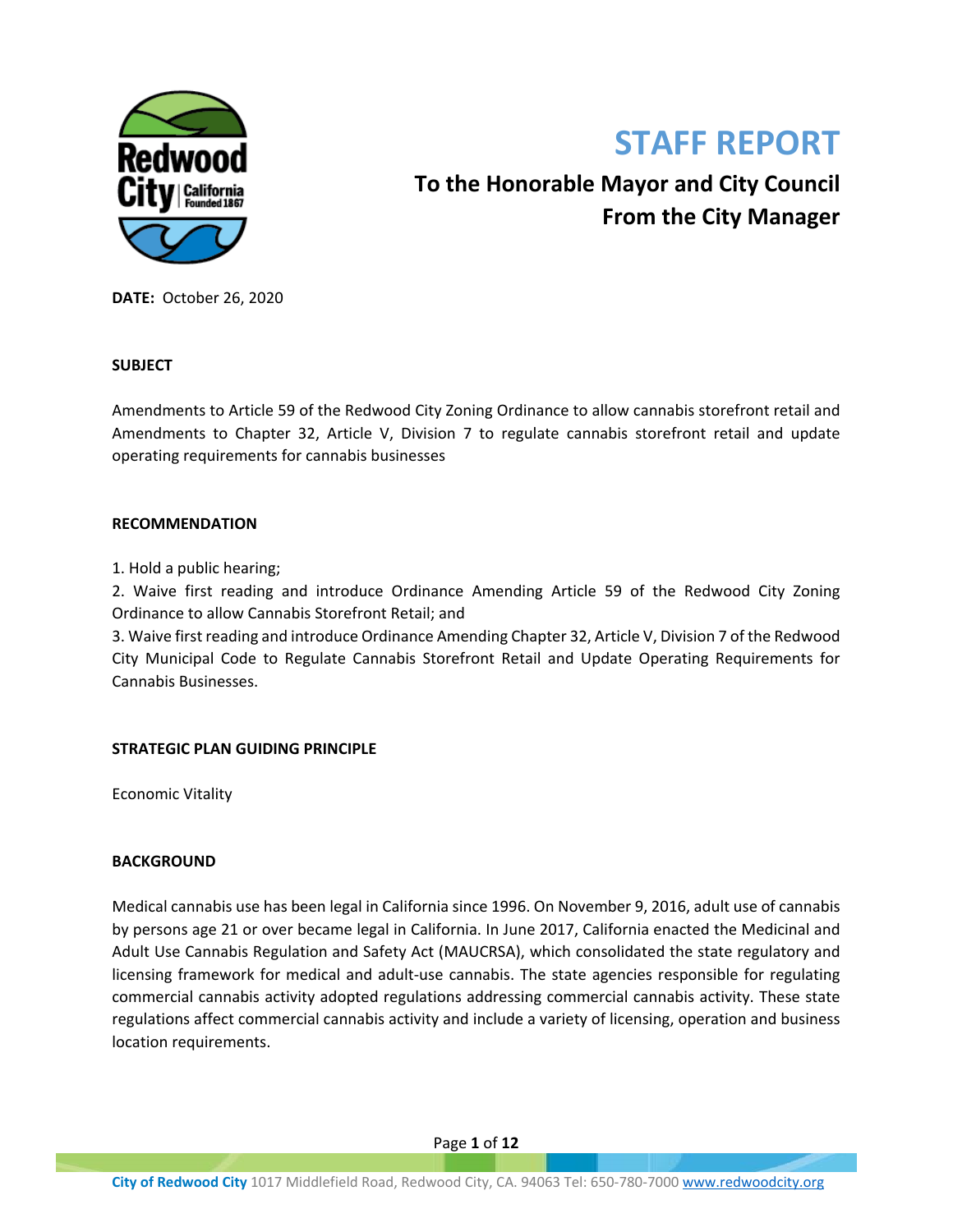# STAFF REPORT

## To the Honorable Mayor and City Council
## From the City Manager

**DATE:** October 26, 2020

**SUBJECT**

Amendments to Article 59 of the Redwood City Zoning Ordinance to allow cannabis storefront retail and Amendments to Chapter 32, Article V, Division 7 to regulate cannabis storefront retail and update operating requirements for cannabis businesses

**RECOMMENDATION**

1. Hold a public hearing;
2. Waive first reading and introduce Ordinance Amending Article 59 of the Redwood City Zoning Ordinance to allow Cannabis Storefront Retail; and
3. Waive first reading and introduce Ordinance Amending Chapter 32, Article V, Division 7 of the Redwood City Municipal Code to Regulate Cannabis Storefront Retail and Update Operating Requirements for Cannabis Businesses.

**STRATEGIC PLAN GUIDING PRINCIPLE**

Economic Vitality

**BACKGROUND**

Medical cannabis use has been legal in California since 1996. On November 9, 2016, adult use of cannabis by persons age 21 or over became legal in California. In June 2017, California enacted the Medicinal and Adult Use Cannabis Regulation and Safety Act (MAUCRSA), which consolidated the state regulatory and licensing framework for medical and adult-use cannabis. The state agencies responsible for regulating commercial cannabis activity adopted regulations addressing commercial cannabis activity. These state regulations affect commercial cannabis activity and include a variety of licensing, operation and business location requirements.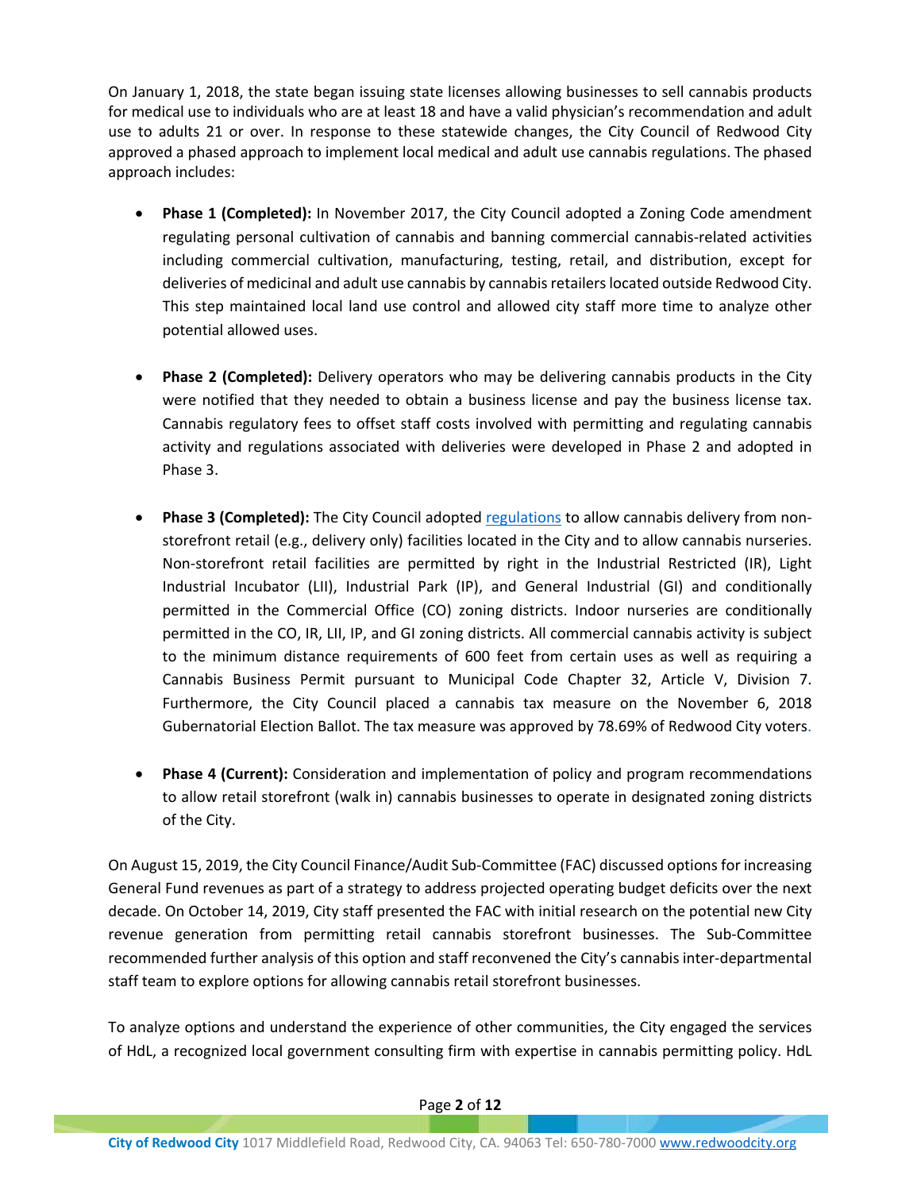On January 1, 2018, the state began issuing state licenses allowing businesses to sell cannabis products for medical use to individuals who are at least 18 and have a valid physician's recommendation and adult use to adults 21 or over. In response to these statewide changes, the City Council of Redwood City approved a phased approach to implement local medical and adult use cannabis regulations. The phased approach includes:

- **Phase 1 (Completed):** In November 2017, the City Council adopted a Zoning Code amendment regulating personal cultivation of cannabis and banning commercial cannabis-related activities including commercial cultivation, manufacturing, testing, retail, and distribution, except for deliveries of medicinal and adult use cannabis by cannabis retailers located outside Redwood City. This step maintained local land use control and allowed city staff more time to analyze other potential allowed uses.

- **Phase 2 (Completed):** Delivery operators who may be delivering cannabis products in the City were notified that they needed to obtain a business license and pay the business license tax. Cannabis regulatory fees to offset staff costs involved with permitting and regulating cannabis activity and regulations associated with deliveries were developed in Phase 2 and adopted in Phase 3.

- **Phase 3 (Completed):** The City Council adopted regulations to allow cannabis delivery from non-storefront retail (e.g., delivery only) facilities located in the City and to allow cannabis nurseries. Non-storefront retail facilities are permitted by right in the Industrial Restricted (IR), Light Industrial Incubator (LII), Industrial Park (IP), and General Industrial (GI) and conditionally permitted in the Commercial Office (CO) zoning districts. Indoor nurseries are conditionally permitted in the CO, IR, LII, IP, and GI zoning districts. All commercial cannabis activity is subject to the minimum distance requirements of 600 feet from certain uses as well as requiring a Cannabis Business Permit pursuant to Municipal Code Chapter 32, Article V, Division 7. Furthermore, the City Council placed a cannabis tax measure on the November 6, 2018 Gubernatorial Election Ballot. The tax measure was approved by 78.69% of Redwood City voters.

- **Phase 4 (Current):** Consideration and implementation of policy and program recommendations to allow retail storefront (walk in) cannabis businesses to operate in designated zoning districts of the City.

On August 15, 2019, the City Council Finance/Audit Sub-Committee (FAC) discussed options for increasing General Fund revenues as part of a strategy to address projected operating budget deficits over the next decade. On October 14, 2019, City staff presented the FAC with initial research on the potential new City revenue generation from permitting retail cannabis storefront businesses. The Sub-Committee recommended further analysis of this option and staff reconvened the City's cannabis inter-departmental staff team to explore options for allowing cannabis retail storefront businesses.

To analyze options and understand the experience of other communities, the City engaged the services of HdL, a recognized local government consulting firm with expertise in cannabis permitting policy. HdL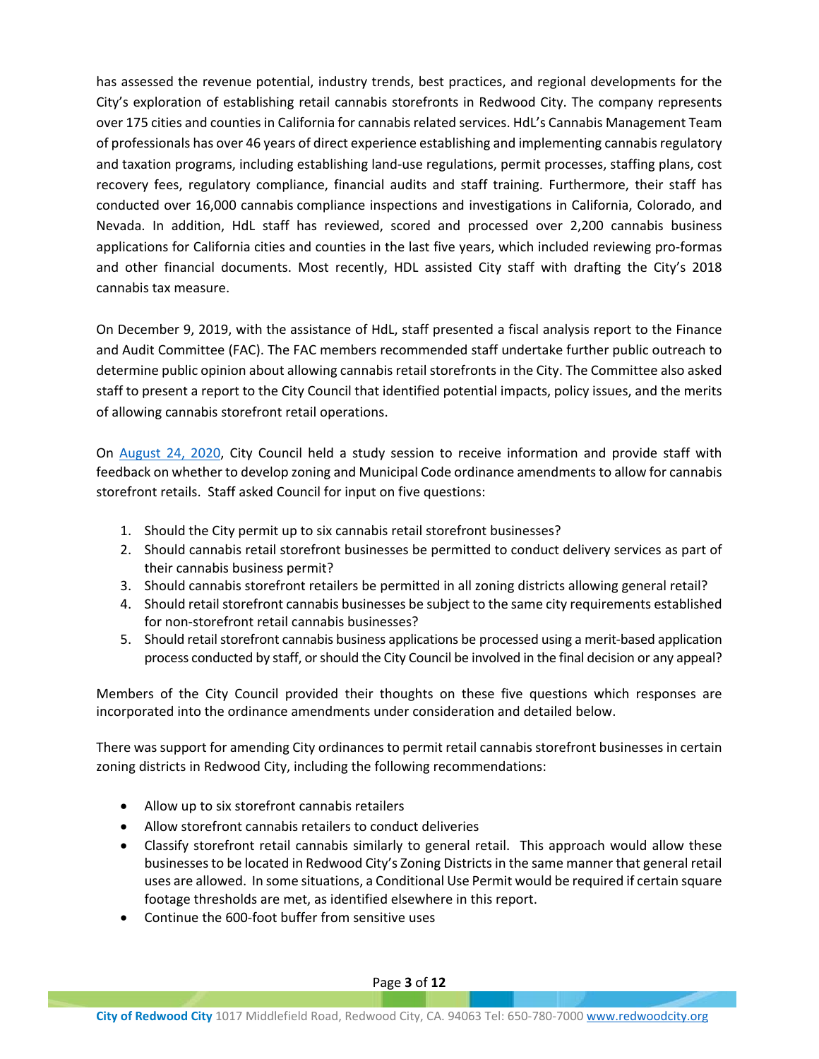has assessed the revenue potential, industry trends, best practices, and regional developments for the City's exploration of establishing retail cannabis storefronts in Redwood City. The company represents over 175 cities and counties in California for cannabis related services. HdL's Cannabis Management Team of professionals has over 46 years of direct experience establishing and implementing cannabis regulatory and taxation programs, including establishing land-use regulations, permit processes, staffing plans, cost recovery fees, regulatory compliance, financial audits and staff training. Furthermore, their staff has conducted over 16,000 cannabis compliance inspections and investigations in California, Colorado, and Nevada. In addition, HdL staff has reviewed, scored and processed over 2,200 cannabis business applications for California cities and counties in the last five years, which included reviewing pro-formas and other financial documents. Most recently, HDL assisted City staff with drafting the City's 2018 cannabis tax measure.

On December 9, 2019, with the assistance of HdL, staff presented a fiscal analysis report to the Finance and Audit Committee (FAC). The FAC members recommended staff undertake further public outreach to determine public opinion about allowing cannabis retail storefronts in the City. The Committee also asked staff to present a report to the City Council that identified potential impacts, policy issues, and the merits of allowing cannabis storefront retail operations.

On August 24, 2020, City Council held a study session to receive information and provide staff with feedback on whether to develop zoning and Municipal Code ordinance amendments to allow for cannabis storefront retails. Staff asked Council for input on five questions:

1. Should the City permit up to six cannabis retail storefront businesses?
2. Should cannabis retail storefront businesses be permitted to conduct delivery services as part of their cannabis business permit?
3. Should cannabis storefront retailers be permitted in all zoning districts allowing general retail?
4. Should retail storefront cannabis businesses be subject to the same city requirements established for non-storefront retail cannabis businesses?
5. Should retail storefront cannabis business applications be processed using a merit-based application process conducted by staff, or should the City Council be involved in the final decision or any appeal?

Members of the City Council provided their thoughts on these five questions which responses are incorporated into the ordinance amendments under consideration and detailed below.

There was support for amending City ordinances to permit retail cannabis storefront businesses in certain zoning districts in Redwood City, including the following recommendations:

- Allow up to six storefront cannabis retailers
- Allow storefront cannabis retailers to conduct deliveries
- Classify storefront retail cannabis similarly to general retail. This approach would allow these businesses to be located in Redwood City's Zoning Districts in the same manner that general retail uses are allowed. In some situations, a Conditional Use Permit would be required if certain square footage thresholds are met, as identified elsewhere in this report.
- Continue the 600-foot buffer from sensitive uses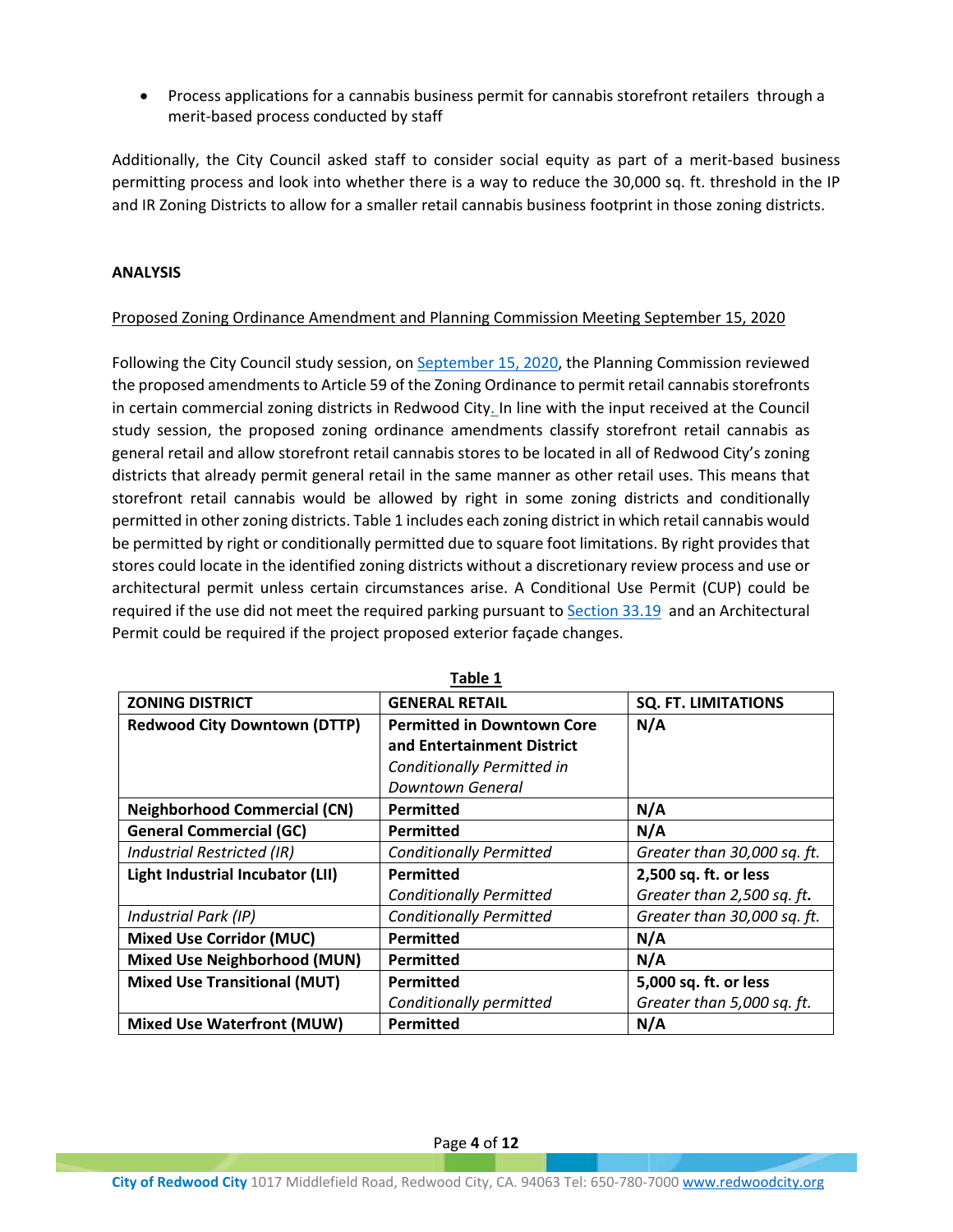- Process applications for a cannabis business permit for cannabis storefront retailers through a merit-based process conducted by staff

Additionally, the City Council asked staff to consider social equity as part of a merit-based business permitting process and look into whether there is a way to reduce the 30,000 sq. ft. threshold in the IP and IR Zoning Districts to allow for a smaller retail cannabis business footprint in those zoning districts.

**ANALYSIS**

Proposed Zoning Ordinance Amendment and Planning Commission Meeting September 15, 2020

Following the City Council study session, on September 15, 2020, the Planning Commission reviewed the proposed amendments to Article 59 of the Zoning Ordinance to permit retail cannabis storefronts in certain commercial zoning districts in Redwood City. In line with the input received at the Council study session, the proposed zoning ordinance amendments classify storefront retail cannabis as general retail and allow storefront retail cannabis stores to be located in all of Redwood City's zoning districts that already permit general retail in the same manner as other retail uses. This means that storefront retail cannabis would be allowed by right in some zoning districts and conditionally permitted in other zoning districts. Table 1 includes each zoning district in which retail cannabis would be permitted by right or conditionally permitted due to square foot limitations. By right provides that stores could locate in the identified zoning districts without a discretionary review process and use or architectural permit unless certain circumstances arise. A Conditional Use Permit (CUP) could be required if the use did not meet the required parking pursuant to Section 33.19 and an Architectural Permit could be required if the project proposed exterior façade changes.

**Table 1**

| ZONING DISTRICT | GENERAL RETAIL | SQ. FT. LIMITATIONS |
|---|---|---|
| **Redwood City Downtown (DTTP)** | **Permitted in Downtown Core and Entertainment District** *Conditionally Permitted in Downtown General* | **N/A** |
| **Neighborhood Commercial (CN)** | **Permitted** | **N/A** |
| **General Commercial (GC)** | **Permitted** | **N/A** |
| *Industrial Restricted (IR)* | *Conditionally Permitted* | *Greater than 30,000 sq. ft.* |
| **Light Industrial Incubator (LII)** | **Permitted** *Conditionally Permitted* | **2,500 sq. ft. or less** *Greater than 2,500 sq. ft.* |
| *Industrial Park (IP)* | *Conditionally Permitted* | *Greater than 30,000 sq. ft.* |
| **Mixed Use Corridor (MUC)** | **Permitted** | **N/A** |
| **Mixed Use Neighborhood (MUN)** | **Permitted** | **N/A** |
| **Mixed Use Transitional (MUT)** | **Permitted** *Conditionally permitted* | **5,000 sq. ft. or less** *Greater than 5,000 sq. ft.* |
| **Mixed Use Waterfront (MUW)** | **Permitted** | **N/A** |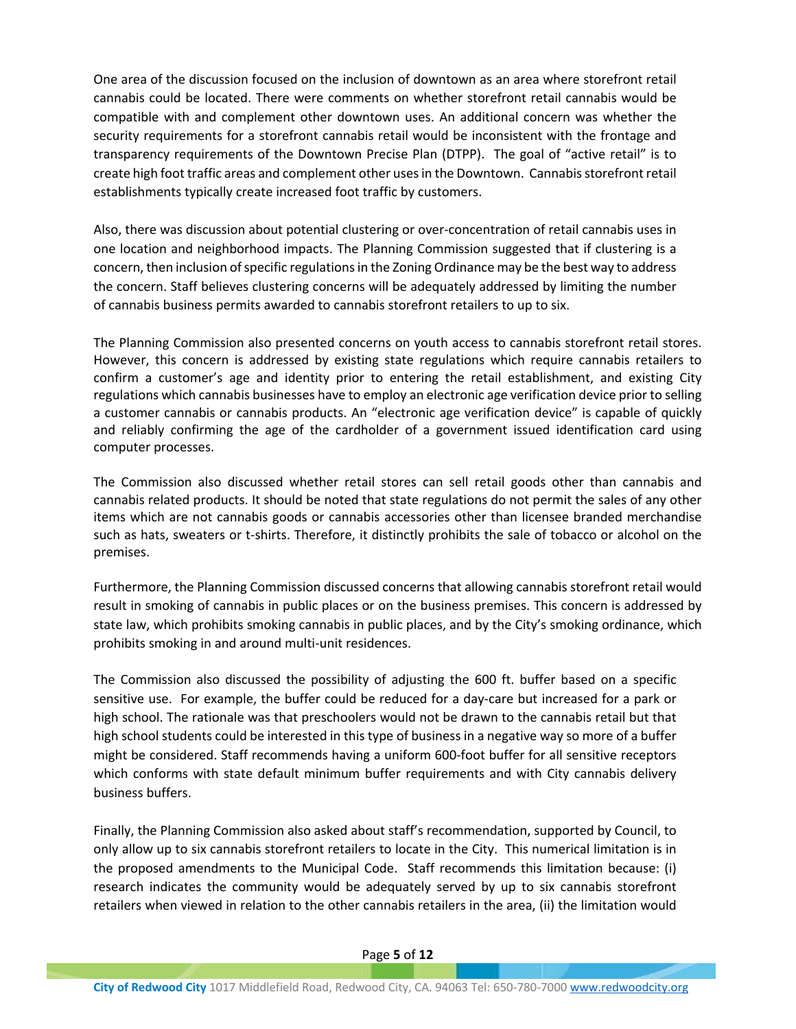One area of the discussion focused on the inclusion of downtown as an area where storefront retail cannabis could be located. There were comments on whether storefront retail cannabis would be compatible with and complement other downtown uses. An additional concern was whether the security requirements for a storefront cannabis retail would be inconsistent with the frontage and transparency requirements of the Downtown Precise Plan (DTPP). The goal of "active retail" is to create high foot traffic areas and complement other uses in the Downtown. Cannabis storefront retail establishments typically create increased foot traffic by customers.

Also, there was discussion about potential clustering or over-concentration of retail cannabis uses in one location and neighborhood impacts. The Planning Commission suggested that if clustering is a concern, then inclusion of specific regulations in the Zoning Ordinance may be the best way to address the concern. Staff believes clustering concerns will be adequately addressed by limiting the number of cannabis business permits awarded to cannabis storefront retailers to up to six.

The Planning Commission also presented concerns on youth access to cannabis storefront retail stores. However, this concern is addressed by existing state regulations which require cannabis retailers to confirm a customer's age and identity prior to entering the retail establishment, and existing City regulations which cannabis businesses have to employ an electronic age verification device prior to selling a customer cannabis or cannabis products. An "electronic age verification device" is capable of quickly and reliably confirming the age of the cardholder of a government issued identification card using computer processes.

The Commission also discussed whether retail stores can sell retail goods other than cannabis and cannabis related products. It should be noted that state regulations do not permit the sales of any other items which are not cannabis goods or cannabis accessories other than licensee branded merchandise such as hats, sweaters or t-shirts. Therefore, it distinctly prohibits the sale of tobacco or alcohol on the premises.

Furthermore, the Planning Commission discussed concerns that allowing cannabis storefront retail would result in smoking of cannabis in public places or on the business premises. This concern is addressed by state law, which prohibits smoking cannabis in public places, and by the City's smoking ordinance, which prohibits smoking in and around multi-unit residences.

The Commission also discussed the possibility of adjusting the 600 ft. buffer based on a specific sensitive use. For example, the buffer could be reduced for a day-care but increased for a park or high school. The rationale was that preschoolers would not be drawn to the cannabis retail but that high school students could be interested in this type of business in a negative way so more of a buffer might be considered. Staff recommends having a uniform 600-foot buffer for all sensitive receptors which conforms with state default minimum buffer requirements and with City cannabis delivery business buffers.

Finally, the Planning Commission also asked about staff's recommendation, supported by Council, to only allow up to six cannabis storefront retailers to locate in the City. This numerical limitation is in the proposed amendments to the Municipal Code. Staff recommends this limitation because: (i) research indicates the community would be adequately served by up to six cannabis storefront retailers when viewed in relation to the other cannabis retailers in the area, (ii) the limitation would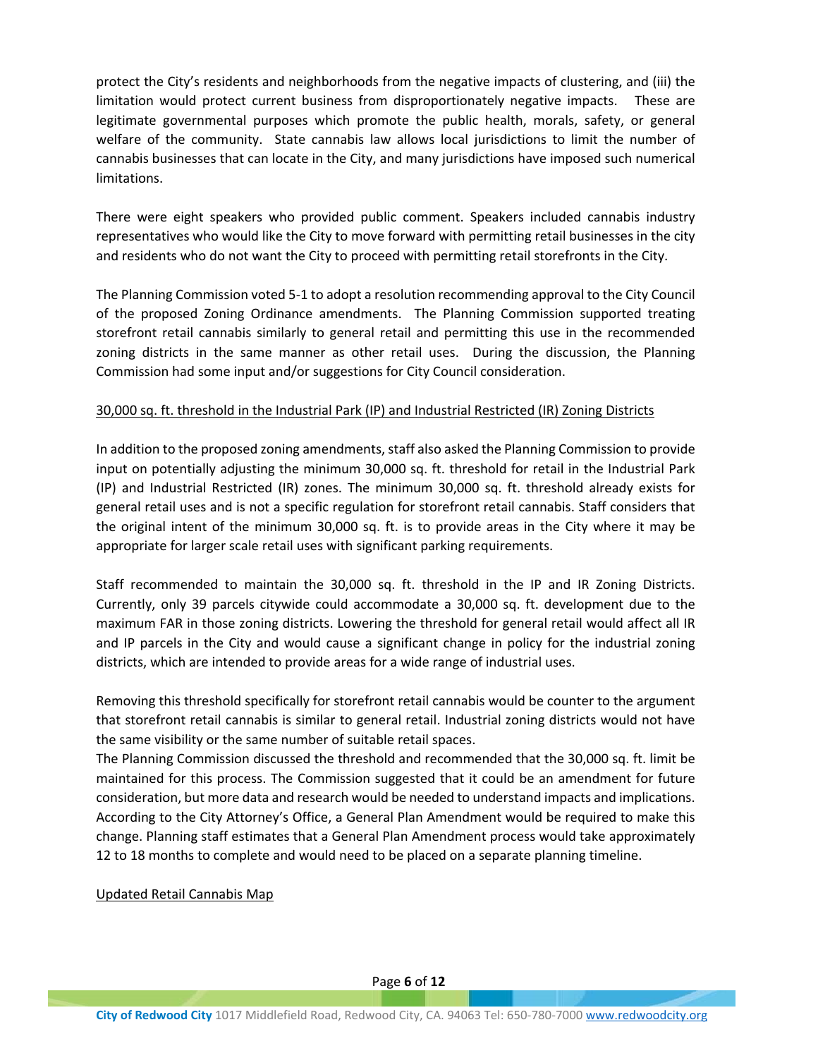protect the City's residents and neighborhoods from the negative impacts of clustering, and (iii) the limitation would protect current business from disproportionately negative impacts. These are legitimate governmental purposes which promote the public health, morals, safety, or general welfare of the community. State cannabis law allows local jurisdictions to limit the number of cannabis businesses that can locate in the City, and many jurisdictions have imposed such numerical limitations.

There were eight speakers who provided public comment. Speakers included cannabis industry representatives who would like the City to move forward with permitting retail businesses in the city and residents who do not want the City to proceed with permitting retail storefronts in the City.

The Planning Commission voted 5-1 to adopt a resolution recommending approval to the City Council of the proposed Zoning Ordinance amendments. The Planning Commission supported treating storefront retail cannabis similarly to general retail and permitting this use in the recommended zoning districts in the same manner as other retail uses. During the discussion, the Planning Commission had some input and/or suggestions for City Council consideration.

<u>30,000 sq. ft. threshold in the Industrial Park (IP) and Industrial Restricted (IR) Zoning Districts</u>

In addition to the proposed zoning amendments, staff also asked the Planning Commission to provide input on potentially adjusting the minimum 30,000 sq. ft. threshold for retail in the Industrial Park (IP) and Industrial Restricted (IR) zones. The minimum 30,000 sq. ft. threshold already exists for general retail uses and is not a specific regulation for storefront retail cannabis. Staff considers that the original intent of the minimum 30,000 sq. ft. is to provide areas in the City where it may be appropriate for larger scale retail uses with significant parking requirements.

Staff recommended to maintain the 30,000 sq. ft. threshold in the IP and IR Zoning Districts. Currently, only 39 parcels citywide could accommodate a 30,000 sq. ft. development due to the maximum FAR in those zoning districts. Lowering the threshold for general retail would affect all IR and IP parcels in the City and would cause a significant change in policy for the industrial zoning districts, which are intended to provide areas for a wide range of industrial uses.

Removing this threshold specifically for storefront retail cannabis would be counter to the argument that storefront retail cannabis is similar to general retail. Industrial zoning districts would not have the same visibility or the same number of suitable retail spaces.

The Planning Commission discussed the threshold and recommended that the 30,000 sq. ft. limit be maintained for this process. The Commission suggested that it could be an amendment for future consideration, but more data and research would be needed to understand impacts and implications. According to the City Attorney's Office, a General Plan Amendment would be required to make this change. Planning staff estimates that a General Plan Amendment process would take approximately 12 to 18 months to complete and would need to be placed on a separate planning timeline.

<u>Updated Retail Cannabis Map</u>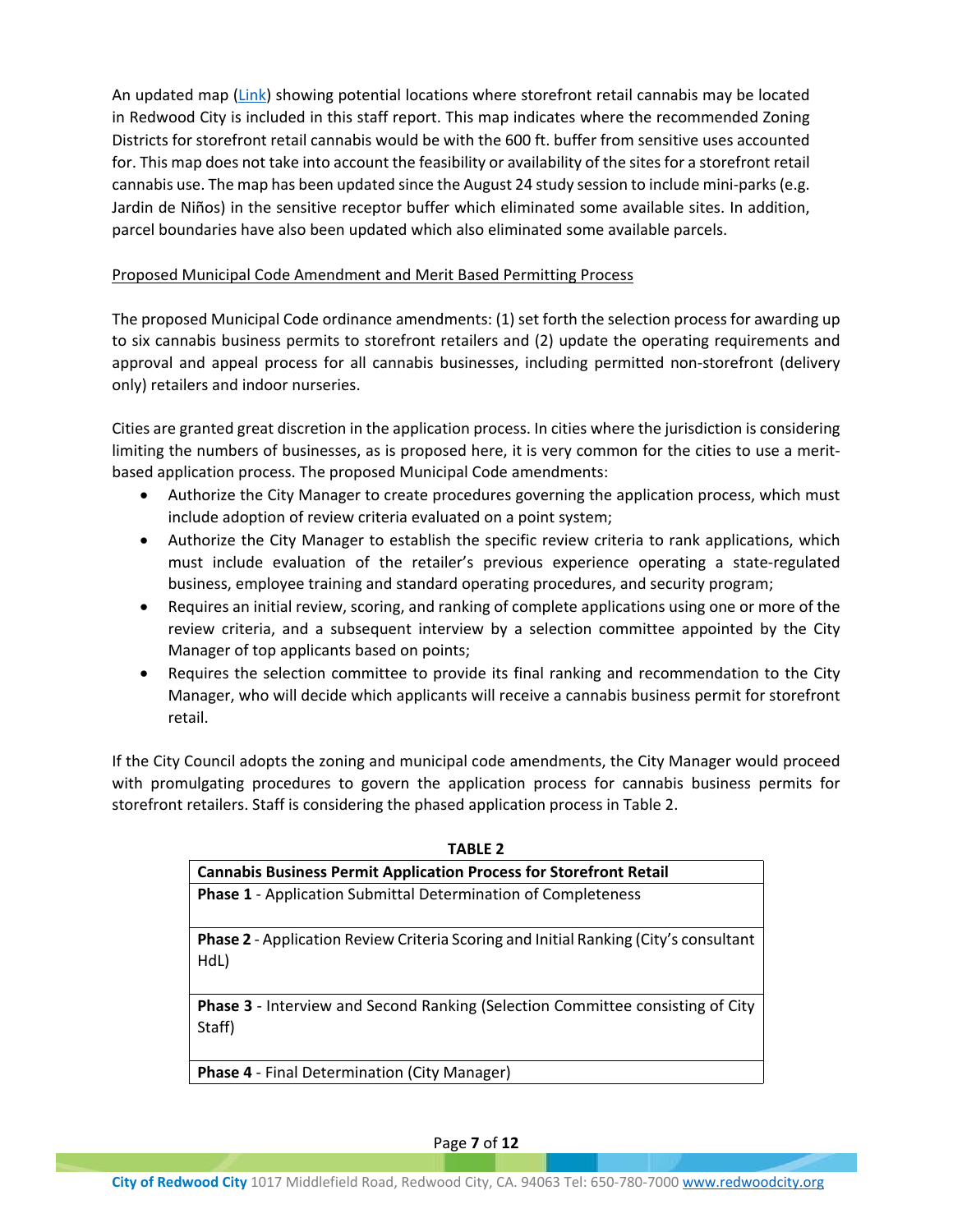An updated map ([Link]) showing potential locations where storefront retail cannabis may be located in Redwood City is included in this staff report. This map indicates where the recommended Zoning Districts for storefront retail cannabis would be with the 600 ft. buffer from sensitive uses accounted for. This map does not take into account the feasibility or availability of the sites for a storefront retail cannabis use. The map has been updated since the August 24 study session to include mini-parks (e.g. Jardin de Niños) in the sensitive receptor buffer which eliminated some available sites. In addition, parcel boundaries have also been updated which also eliminated some available parcels.

<u>Proposed Municipal Code Amendment and Merit Based Permitting Process</u>

The proposed Municipal Code ordinance amendments: (1) set forth the selection process for awarding up to six cannabis business permits to storefront retailers and (2) update the operating requirements and approval and appeal process for all cannabis businesses, including permitted non-storefront (delivery only) retailers and indoor nurseries.

Cities are granted great discretion in the application process. In cities where the jurisdiction is considering limiting the numbers of businesses, as is proposed here, it is very common for the cities to use a merit-based application process. The proposed Municipal Code amendments:

- Authorize the City Manager to create procedures governing the application process, which must include adoption of review criteria evaluated on a point system;
- Authorize the City Manager to establish the specific review criteria to rank applications, which must include evaluation of the retailer's previous experience operating a state-regulated business, employee training and standard operating procedures, and security program;
- Requires an initial review, scoring, and ranking of complete applications using one or more of the review criteria, and a subsequent interview by a selection committee appointed by the City Manager of top applicants based on points;
- Requires the selection committee to provide its final ranking and recommendation to the City Manager, who will decide which applicants will receive a cannabis business permit for storefront retail.

If the City Council adopts the zoning and municipal code amendments, the City Manager would proceed with promulgating procedures to govern the application process for cannabis business permits for storefront retailers. Staff is considering the phased application process in Table 2.

**TABLE 2**

| **Cannabis Business Permit Application Process for Storefront Retail** |
|---|
| **Phase 1** - Application Submittal Determination of Completeness |
| **Phase 2** - Application Review Criteria Scoring and Initial Ranking (City's consultant HdL) |
| **Phase 3** - Interview and Second Ranking (Selection Committee consisting of City Staff) |
| **Phase 4** - Final Determination (City Manager) |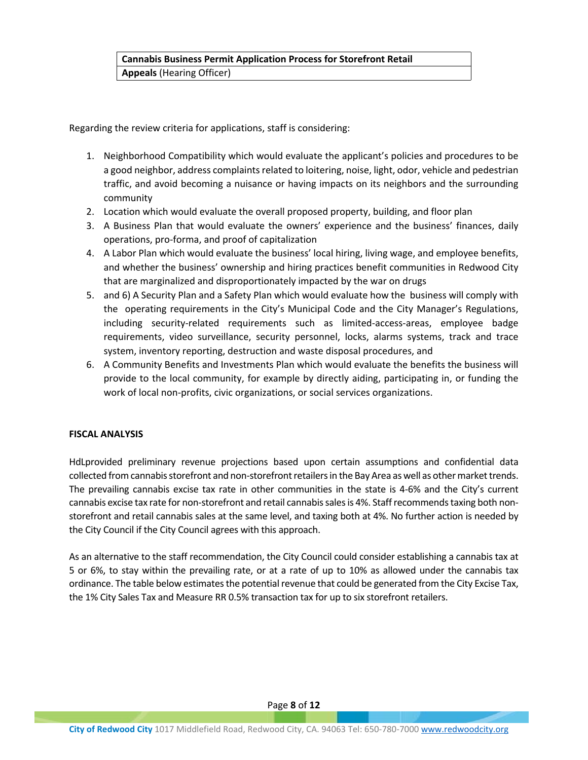| Cannabis Business Permit Application Process for Storefront Retail |
|---|
| **Appeals** (Hearing Officer) |

Regarding the review criteria for applications, staff is considering:

1. Neighborhood Compatibility which would evaluate the applicant's policies and procedures to be a good neighbor, address complaints related to loitering, noise, light, odor, vehicle and pedestrian traffic, and avoid becoming a nuisance or having impacts on its neighbors and the surrounding community
2. Location which would evaluate the overall proposed property, building, and floor plan
3. A Business Plan that would evaluate the owners' experience and the business' finances, daily operations, pro-forma, and proof of capitalization
4. A Labor Plan which would evaluate the business' local hiring, living wage, and employee benefits, and whether the business' ownership and hiring practices benefit communities in Redwood City that are marginalized and disproportionately impacted by the war on drugs
5. and 6) A Security Plan and a Safety Plan which would evaluate how the business will comply with the operating requirements in the City's Municipal Code and the City Manager's Regulations, including security-related requirements such as limited-access-areas, employee badge requirements, video surveillance, security personnel, locks, alarms systems, track and trace system, inventory reporting, destruction and waste disposal procedures, and
6. A Community Benefits and Investments Plan which would evaluate the benefits the business will provide to the local community, for example by directly aiding, participating in, or funding the work of local non-profits, civic organizations, or social services organizations.

**FISCAL ANALYSIS**

HdLprovided preliminary revenue projections based upon certain assumptions and confidential data collected from cannabis storefront and non-storefront retailers in the Bay Area as well as other market trends. The prevailing cannabis excise tax rate in other communities in the state is 4-6% and the City's current cannabis excise tax rate for non-storefront and retail cannabis sales is 4%. Staff recommends taxing both non-storefront and retail cannabis sales at the same level, and taxing both at 4%. No further action is needed by the City Council if the City Council agrees with this approach.

As an alternative to the staff recommendation, the City Council could consider establishing a cannabis tax at 5 or 6%, to stay within the prevailing rate, or at a rate of up to 10% as allowed under the cannabis tax ordinance. The table below estimates the potential revenue that could be generated from the City Excise Tax, the 1% City Sales Tax and Measure RR 0.5% transaction tax for up to six storefront retailers.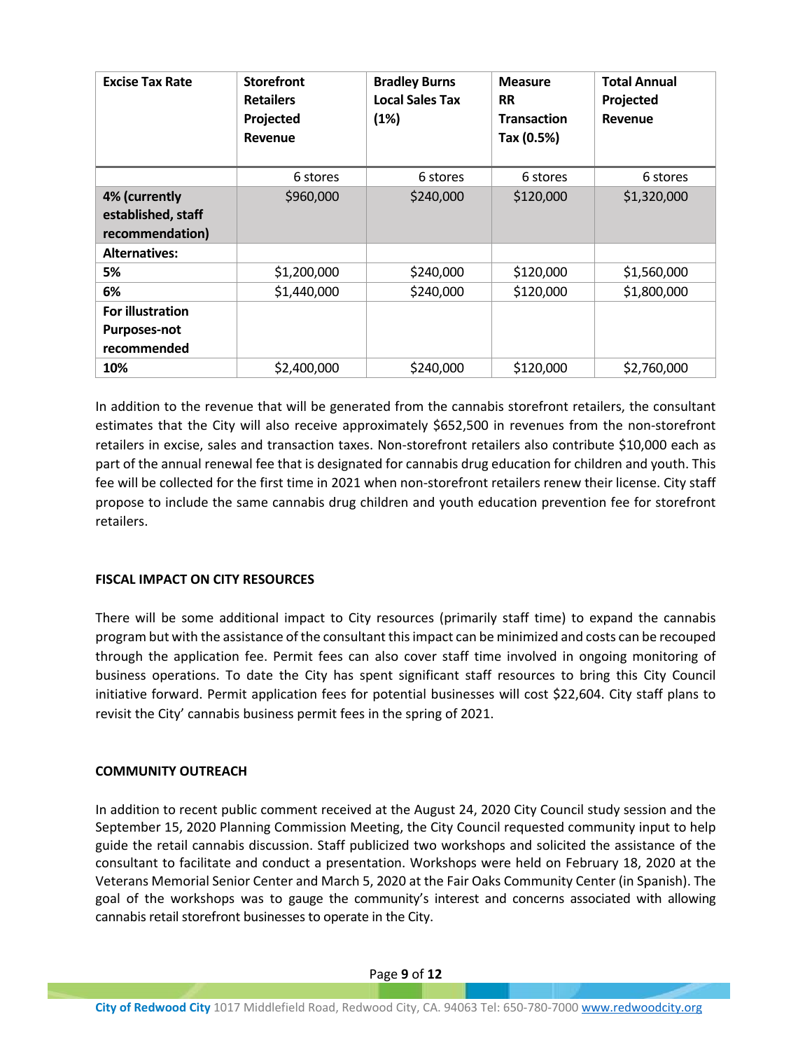| Excise Tax Rate | Storefront Retailers Projected Revenue | Bradley Burns Local Sales Tax (1%) | Measure RR Transaction Tax (0.5%) | Total Annual Projected Revenue |
|---|---|---|---|---|
| | 6 stores | 6 stores | 6 stores | 6 stores |
| **4% (currently established, staff recommendation)** | $960,000 | $240,000 | $120,000 | $1,320,000 |
| **Alternatives:** | | | | |
| **5%** | $1,200,000 | $240,000 | $120,000 | $1,560,000 |
| **6%** | $1,440,000 | $240,000 | $120,000 | $1,800,000 |
| **For illustration Purposes-not recommended** | | | | |
| **10%** | $2,400,000 | $240,000 | $120,000 | $2,760,000 |

In addition to the revenue that will be generated from the cannabis storefront retailers, the consultant estimates that the City will also receive approximately $652,500 in revenues from the non-storefront retailers in excise, sales and transaction taxes. Non-storefront retailers also contribute $10,000 each as part of the annual renewal fee that is designated for cannabis drug education for children and youth. This fee will be collected for the first time in 2021 when non-storefront retailers renew their license. City staff propose to include the same cannabis drug children and youth education prevention fee for storefront retailers.

**FISCAL IMPACT ON CITY RESOURCES**

There will be some additional impact to City resources (primarily staff time) to expand the cannabis program but with the assistance of the consultant this impact can be minimized and costs can be recouped through the application fee. Permit fees can also cover staff time involved in ongoing monitoring of business operations. To date the City has spent significant staff resources to bring this City Council initiative forward. Permit application fees for potential businesses will cost $22,604. City staff plans to revisit the City' cannabis business permit fees in the spring of 2021.

**COMMUNITY OUTREACH**

In addition to recent public comment received at the August 24, 2020 City Council study session and the September 15, 2020 Planning Commission Meeting, the City Council requested community input to help guide the retail cannabis discussion. Staff publicized two workshops and solicited the assistance of the consultant to facilitate and conduct a presentation. Workshops were held on February 18, 2020 at the Veterans Memorial Senior Center and March 5, 2020 at the Fair Oaks Community Center (in Spanish). The goal of the workshops was to gauge the community's interest and concerns associated with allowing cannabis retail storefront businesses to operate in the City.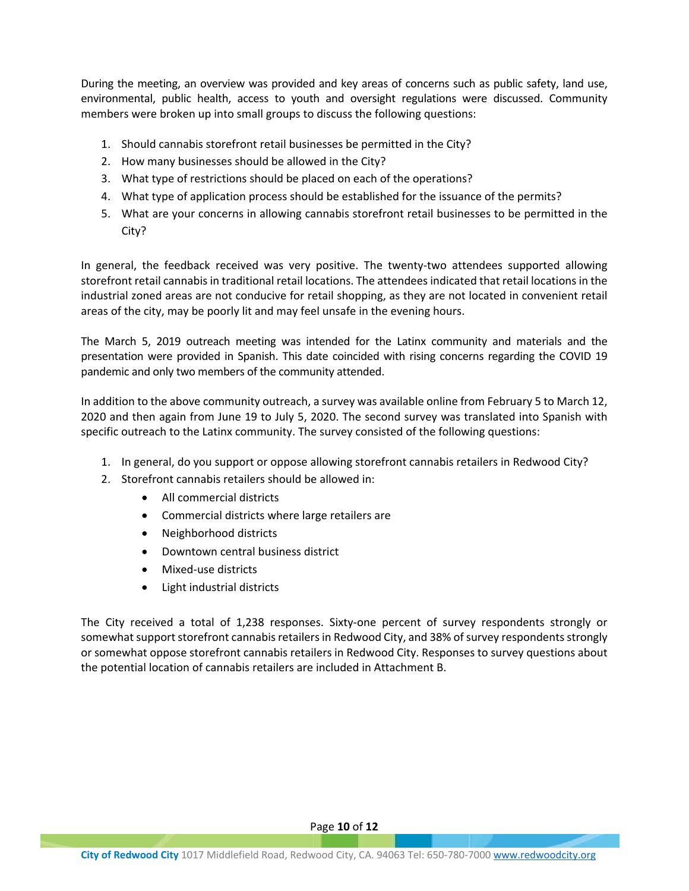During the meeting, an overview was provided and key areas of concerns such as public safety, land use, environmental, public health, access to youth and oversight regulations were discussed. Community members were broken up into small groups to discuss the following questions:

1. Should cannabis storefront retail businesses be permitted in the City?
2. How many businesses should be allowed in the City?
3. What type of restrictions should be placed on each of the operations?
4. What type of application process should be established for the issuance of the permits?
5. What are your concerns in allowing cannabis storefront retail businesses to be permitted in the City?

In general, the feedback received was very positive. The twenty-two attendees supported allowing storefront retail cannabis in traditional retail locations. The attendees indicated that retail locations in the industrial zoned areas are not conducive for retail shopping, as they are not located in convenient retail areas of the city, may be poorly lit and may feel unsafe in the evening hours.

The March 5, 2019 outreach meeting was intended for the Latinx community and materials and the presentation were provided in Spanish. This date coincided with rising concerns regarding the COVID 19 pandemic and only two members of the community attended.

In addition to the above community outreach, a survey was available online from February 5 to March 12, 2020 and then again from June 19 to July 5, 2020. The second survey was translated into Spanish with specific outreach to the Latinx community. The survey consisted of the following questions:

1. In general, do you support or oppose allowing storefront cannabis retailers in Redwood City?
2. Storefront cannabis retailers should be allowed in:
   - All commercial districts
   - Commercial districts where large retailers are
   - Neighborhood districts
   - Downtown central business district
   - Mixed-use districts
   - Light industrial districts

The City received a total of 1,238 responses. Sixty-one percent of survey respondents strongly or somewhat support storefront cannabis retailers in Redwood City, and 38% of survey respondents strongly or somewhat oppose storefront cannabis retailers in Redwood City. Responses to survey questions about the potential location of cannabis retailers are included in Attachment B.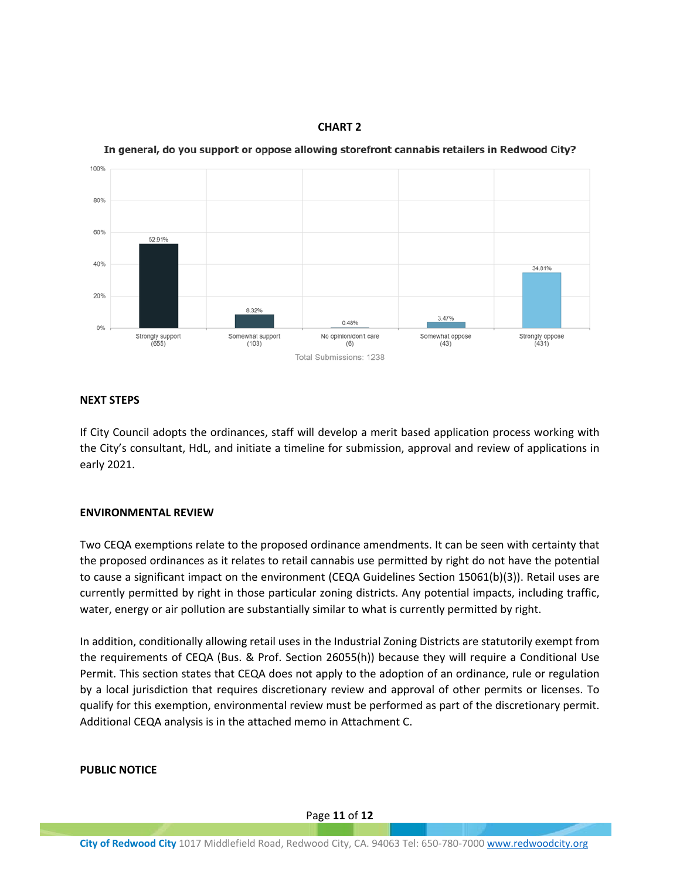**CHART 2**

**In general, do you support or oppose allowing storefront cannabis retailers in Redwood City?**

| Response | Percentage | Count |
|---|---|---|
| Strongly support | 52.91% | 655 |
| Somewhat support | 8.32% | 103 |
| No opinion/don't care | 0.48% | 6 |
| Somewhat oppose | 3.47% | 43 |
| Strongly oppose | 34.81% | 431 |

Total Submissions: 1238

**NEXT STEPS**

If City Council adopts the ordinances, staff will develop a merit based application process working with the City's consultant, HdL, and initiate a timeline for submission, approval and review of applications in early 2021.

**ENVIRONMENTAL REVIEW**

Two CEQA exemptions relate to the proposed ordinance amendments. It can be seen with certainty that the proposed ordinances as it relates to retail cannabis use permitted by right do not have the potential to cause a significant impact on the environment (CEQA Guidelines Section 15061(b)(3)). Retail uses are currently permitted by right in those particular zoning districts. Any potential impacts, including traffic, water, energy or air pollution are substantially similar to what is currently permitted by right.

In addition, conditionally allowing retail uses in the Industrial Zoning Districts are statutorily exempt from the requirements of CEQA (Bus. & Prof. Section 26055(h)) because they will require a Conditional Use Permit. This section states that CEQA does not apply to the adoption of an ordinance, rule or regulation by a local jurisdiction that requires discretionary review and approval of other permits or licenses. To qualify for this exemption, environmental review must be performed as part of the discretionary permit. Additional CEQA analysis is in the attached memo in Attachment C.

**PUBLIC NOTICE**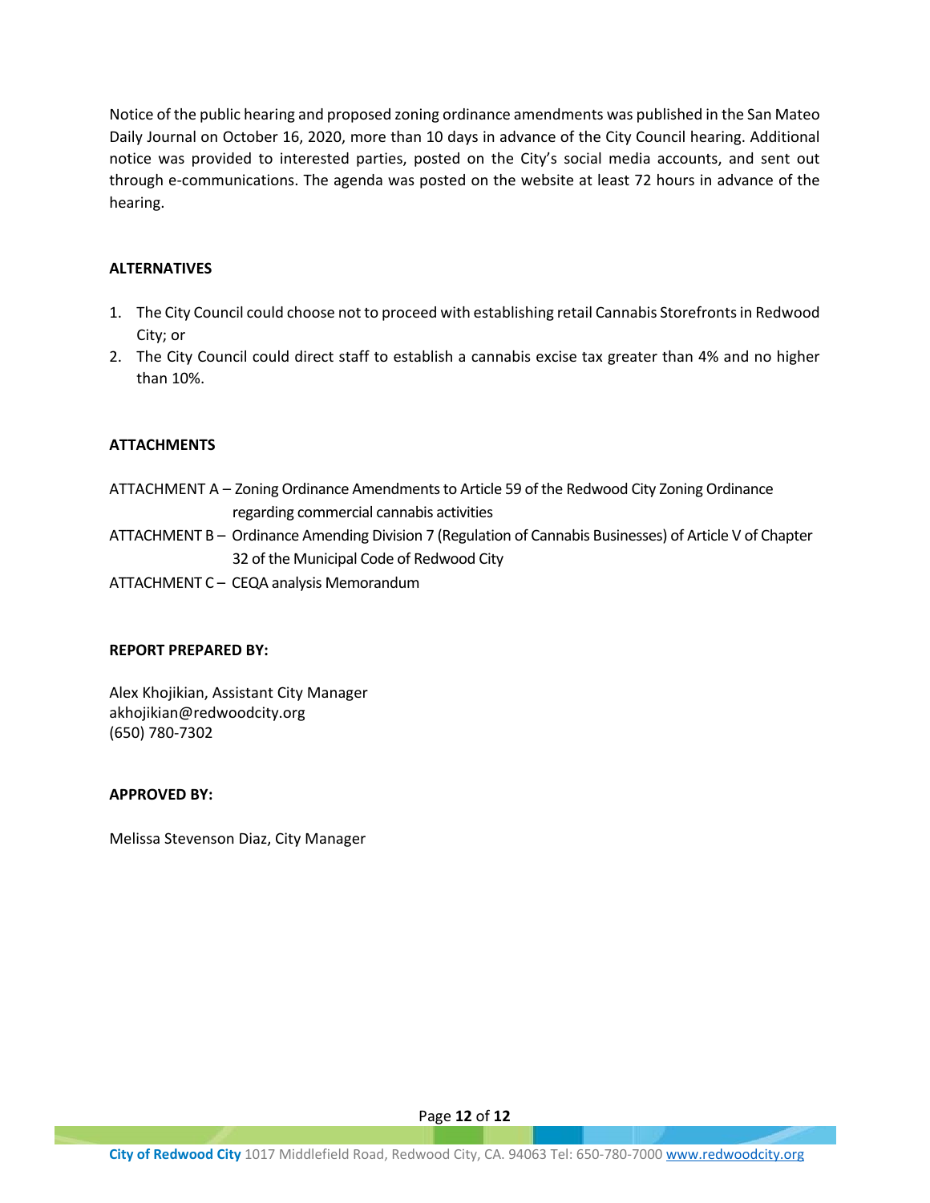Notice of the public hearing and proposed zoning ordinance amendments was published in the San Mateo Daily Journal on October 16, 2020, more than 10 days in advance of the City Council hearing. Additional notice was provided to interested parties, posted on the City's social media accounts, and sent out through e-communications. The agenda was posted on the website at least 72 hours in advance of the hearing.

**ALTERNATIVES**

1. The City Council could choose not to proceed with establishing retail Cannabis Storefronts in Redwood City; or
2. The City Council could direct staff to establish a cannabis excise tax greater than 4% and no higher than 10%.

**ATTACHMENTS**

ATTACHMENT A – Zoning Ordinance Amendments to Article 59 of the Redwood City Zoning Ordinance regarding commercial cannabis activities

ATTACHMENT B – Ordinance Amending Division 7 (Regulation of Cannabis Businesses) of Article V of Chapter 32 of the Municipal Code of Redwood City

ATTACHMENT C – CEQA analysis Memorandum

**REPORT PREPARED BY:**

Alex Khojikian, Assistant City Manager
akhojikian@redwoodcity.org
(650) 780-7302

**APPROVED BY:**

Melissa Stevenson Diaz, City Manager